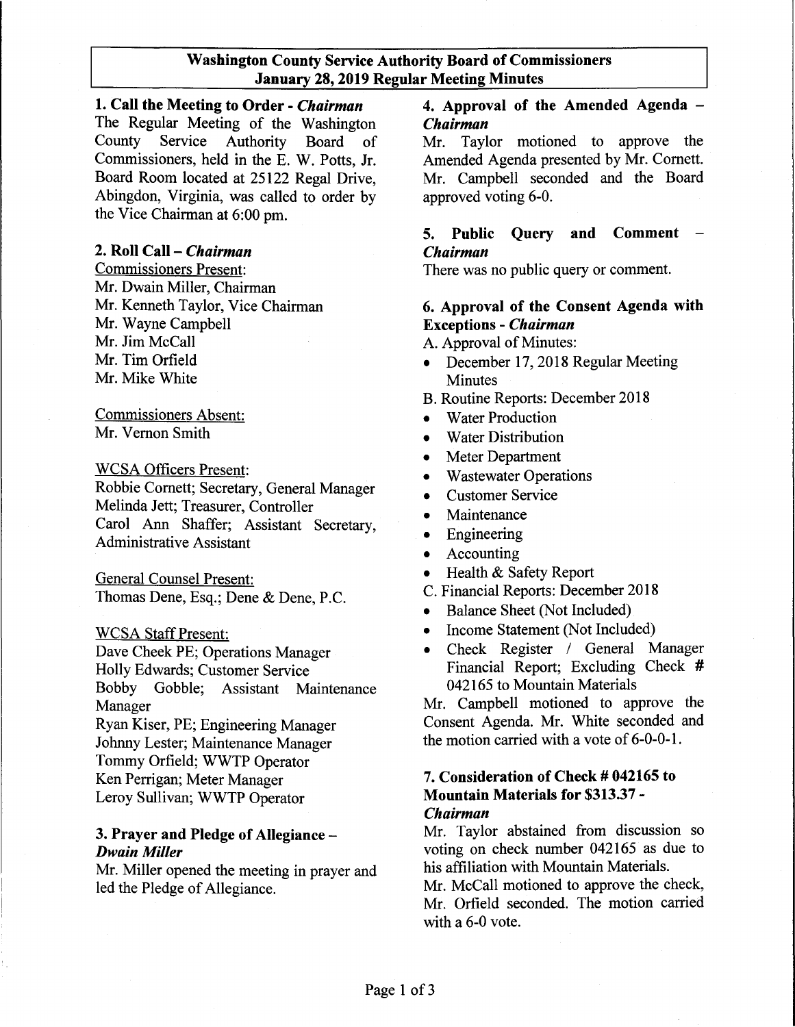## Washington County Service Authority Board of Commissioners
## January 28, 2019 Regular Meeting Minutes

### 1. Call the Meeting to Order - *Chairman*

The Regular Meeting of the Washington County Service Authority Board of Commissioners, held in the E. W. Potts, Jr. Board Room located at 25122 Regal Drive, Abingdon, Virginia, was called to order by the Vice Chairman at 6:00 pm.

### 2. Roll Call – *Chairman*

Commissioners Present:
Mr. Dwain Miller, Chairman
Mr. Kenneth Taylor, Vice Chairman
Mr. Wayne Campbell
Mr. Jim McCall
Mr. Tim Orfield
Mr. Mike White

Commissioners Absent:
Mr. Vernon Smith

WCSA Officers Present:
Robbie Cornett; Secretary, General Manager
Melinda Jett; Treasurer, Controller
Carol Ann Shaffer; Assistant Secretary, Administrative Assistant

General Counsel Present:
Thomas Dene, Esq.; Dene & Dene, P.C.

WCSA Staff Present:
Dave Cheek PE; Operations Manager
Holly Edwards; Customer Service
Bobby Gobble; Assistant Maintenance Manager
Ryan Kiser, PE; Engineering Manager
Johnny Lester; Maintenance Manager
Tommy Orfield; WWTP Operator
Ken Perrigan; Meter Manager
Leroy Sullivan; WWTP Operator

### 3. Prayer and Pledge of Allegiance – *Dwain Miller*

Mr. Miller opened the meeting in prayer and led the Pledge of Allegiance.

### 4. Approval of the Amended Agenda – *Chairman*

Mr. Taylor motioned to approve the Amended Agenda presented by Mr. Cornett. Mr. Campbell seconded and the Board approved voting 6-0.

### 5. Public Query and Comment – *Chairman*

There was no public query or comment.

### 6. Approval of the Consent Agenda with Exceptions - *Chairman*

A. Approval of Minutes:
- December 17, 2018 Regular Meeting Minutes

B. Routine Reports: December 2018
- Water Production
- Water Distribution
- Meter Department
- Wastewater Operations
- Customer Service
- Maintenance
- Engineering
- Accounting
- Health & Safety Report

C. Financial Reports: December 2018
- Balance Sheet (Not Included)
- Income Statement (Not Included)
- Check Register / General Manager Financial Report; Excluding Check # 042165 to Mountain Materials

Mr. Campbell motioned to approve the Consent Agenda. Mr. White seconded and the motion carried with a vote of 6-0-0-1.

### 7. Consideration of Check # 042165 to Mountain Materials for $313.37 - *Chairman*

Mr. Taylor abstained from discussion so voting on check number 042165 as due to his affiliation with Mountain Materials.
Mr. McCall motioned to approve the check, Mr. Orfield seconded. The motion carried with a 6-0 vote.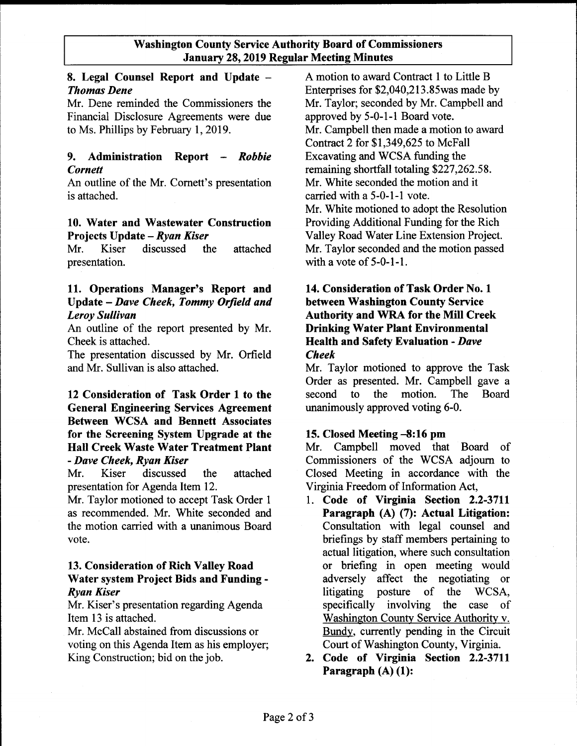**Washington County Service Authority Board of Commissioners January 28, 2019 Regular Meeting Minutes**

### 8. Legal Counsel Report and Update – *Thomas Dene*

Mr. Dene reminded the Commissioners the Financial Disclosure Agreements were due to Ms. Phillips by February 1, 2019.

### 9. Administration Report – *Robbie Cornett*

An outline of the Mr. Cornett's presentation is attached.

### 10. Water and Wastewater Construction Projects Update – *Ryan Kiser*

Mr. Kiser discussed the attached presentation.

### 11. Operations Manager's Report and Update – *Dave Cheek, Tommy Orfield and Leroy Sullivan*

An outline of the report presented by Mr. Cheek is attached.

The presentation discussed by Mr. Orfield and Mr. Sullivan is also attached.

### 12 Consideration of Task Order 1 to the General Engineering Services Agreement Between WCSA and Bennett Associates for the Screening System Upgrade at the Hall Creek Waste Water Treatment Plant - *Dave Cheek, Ryan Kiser*

Mr. Kiser discussed the attached presentation for Agenda Item 12.

Mr. Taylor motioned to accept Task Order 1 as recommended. Mr. White seconded and the motion carried with a unanimous Board vote.

### 13. Consideration of Rich Valley Road Water system Project Bids and Funding - *Ryan Kiser*

Mr. Kiser's presentation regarding Agenda Item 13 is attached.

Mr. McCall abstained from discussions or voting on this Agenda Item as his employer; King Construction; bid on the job.

A motion to award Contract 1 to Little B Enterprises for $2,040,213.85was made by Mr. Taylor; seconded by Mr. Campbell and approved by 5-0-1-1 Board vote.

Mr. Campbell then made a motion to award Contract 2 for $1,349,625 to McFall Excavating and WCSA funding the remaining shortfall totaling $227,262.58. Mr. White seconded the motion and it carried with a 5-0-1-1 vote.

Mr. White motioned to adopt the Resolution Providing Additional Funding for the Rich Valley Road Water Line Extension Project. Mr. Taylor seconded and the motion passed with a vote of 5-0-1-1.

### 14. Consideration of Task Order No. 1 between Washington County Service Authority and WRA for the Mill Creek Drinking Water Plant Environmental Health and Safety Evaluation - *Dave Cheek*

Mr. Taylor motioned to approve the Task Order as presented. Mr. Campbell gave a second to the motion. The Board unanimously approved voting 6-0.

### 15. Closed Meeting –8:16 pm

Mr. Campbell moved that Board of Commissioners of the WCSA adjourn to Closed Meeting in accordance with the Virginia Freedom of Information Act,

1. **Code of Virginia Section 2.2-3711 Paragraph (A) (7): Actual Litigation:** Consultation with legal counsel and briefings by staff members pertaining to actual litigation, where such consultation or briefing in open meeting would adversely affect the negotiating or litigating posture of the WCSA, specifically involving the case of Washington County Service Authority v. Bundy, currently pending in the Circuit Court of Washington County, Virginia.
2. **Code of Virginia Section 2.2-3711 Paragraph (A) (1):**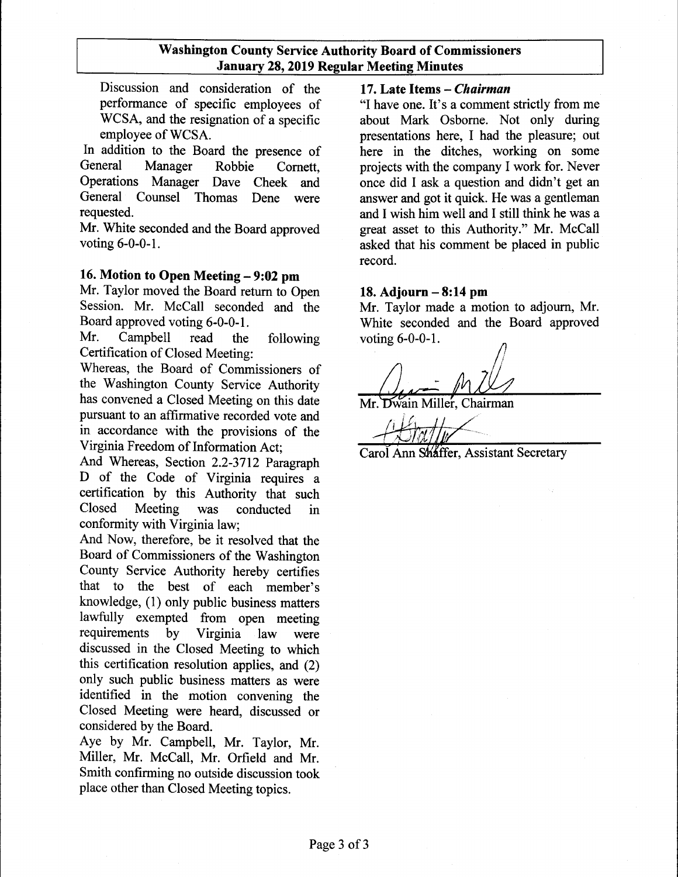Discussion and consideration of the performance of specific employees of WCSA, and the resignation of a specific employee of WCSA.

In addition to the Board the presence of General Manager Robbie Cornett, Operations Manager Dave Cheek and General Counsel Thomas Dene were requested.

Mr. White seconded and the Board approved voting 6-0-0-1.

### 16. Motion to Open Meeting – 9:02 pm

Mr. Taylor moved the Board return to Open Session. Mr. McCall seconded and the Board approved voting 6-0-0-1.

Mr. Campbell read the following Certification of Closed Meeting:

Whereas, the Board of Commissioners of the Washington County Service Authority has convened a Closed Meeting on this date pursuant to an affirmative recorded vote and in accordance with the provisions of the Virginia Freedom of Information Act;

And Whereas, Section 2.2-3712 Paragraph D of the Code of Virginia requires a certification by this Authority that such Closed Meeting was conducted in conformity with Virginia law;

And Now, therefore, be it resolved that the Board of Commissioners of the Washington County Service Authority hereby certifies that to the best of each member's knowledge, (1) only public business matters lawfully exempted from open meeting requirements by Virginia law were discussed in the Closed Meeting to which this certification resolution applies, and (2) only such public business matters as were identified in the motion convening the Closed Meeting were heard, discussed or considered by the Board.

Aye by Mr. Campbell, Mr. Taylor, Mr. Miller, Mr. McCall, Mr. Orfield and Mr. Smith confirming no outside discussion took place other than Closed Meeting topics.

### 17. Late Items – *Chairman*

"I have one. It's a comment strictly from me about Mark Osborne. Not only during presentations here, I had the pleasure; out here in the ditches, working on some projects with the company I work for. Never once did I ask a question and didn't get an answer and got it quick. He was a gentleman and I wish him well and I still think he was a great asset to this Authority." Mr. McCall asked that his comment be placed in public record.

### 18. Adjourn – 8:14 pm

Mr. Taylor made a motion to adjourn, Mr. White seconded and the Board approved voting 6-0-0-1.

Mr. Dwain Miller, Chairman

Carol Ann Shaffer, Assistant Secretary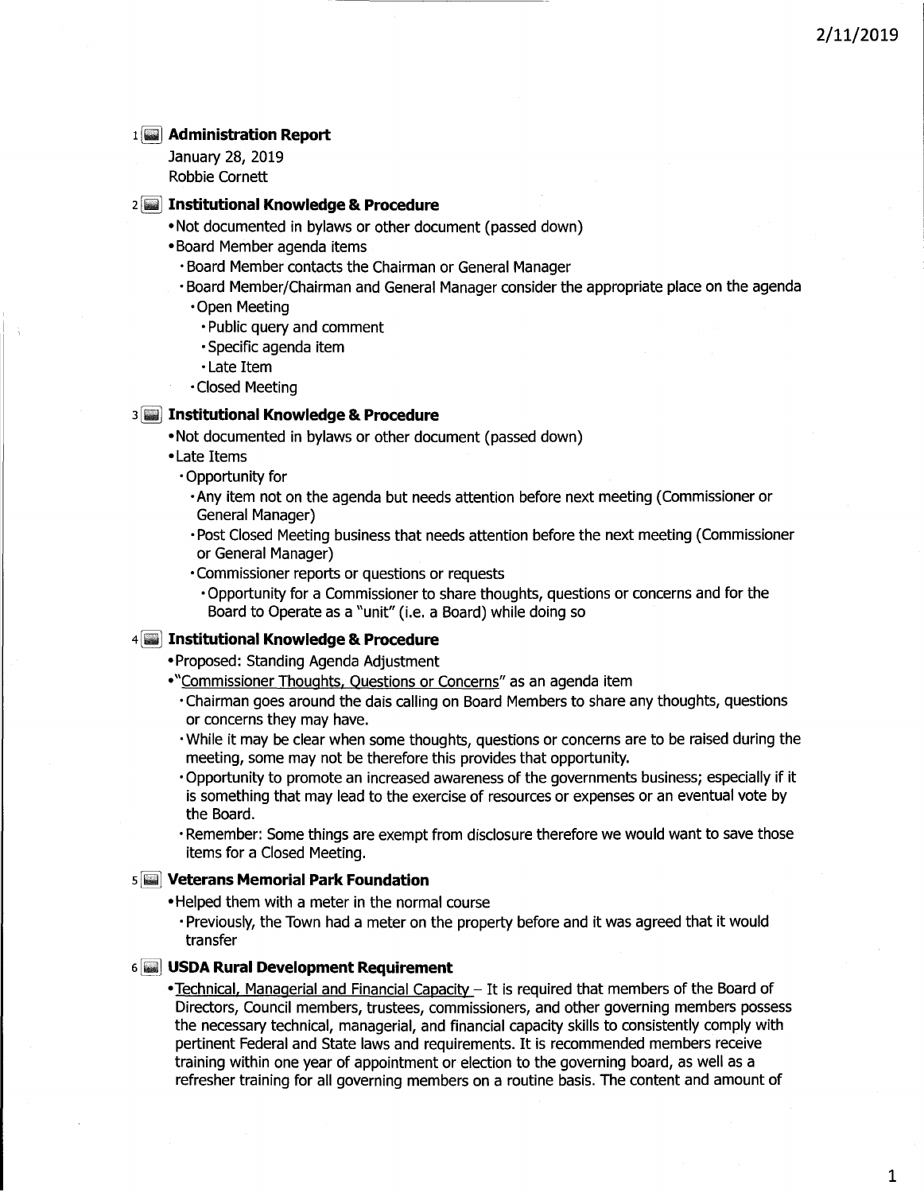**1 Administration Report**

January 28, 2019
Robbie Cornett

**2 Institutional Knowledge & Procedure**

- Not documented in bylaws or other document (passed down)
- Board Member agenda items
  - Board Member contacts the Chairman or General Manager
  - Board Member/Chairman and General Manager consider the appropriate place on the agenda
    - Open Meeting
      - Public query and comment
      - Specific agenda item
      - Late Item
    - Closed Meeting

**3 Institutional Knowledge & Procedure**

- Not documented in bylaws or other document (passed down)
- Late Items
  - Opportunity for
    - Any item not on the agenda but needs attention before next meeting (Commissioner or General Manager)
    - Post Closed Meeting business that needs attention before the next meeting (Commissioner or General Manager)
    - Commissioner reports or questions or requests
      - Opportunity for a Commissioner to share thoughts, questions or concerns and for the Board to Operate as a "unit" (i.e. a Board) while doing so

**4 Institutional Knowledge & Procedure**

- Proposed: Standing Agenda Adjustment
- "Commissioner Thoughts, Questions or Concerns" as an agenda item
  - Chairman goes around the dais calling on Board Members to share any thoughts, questions or concerns they may have.
  - While it may be clear when some thoughts, questions or concerns are to be raised during the meeting, some may not be therefore this provides that opportunity.
  - Opportunity to promote an increased awareness of the governments business; especially if it is something that may lead to the exercise of resources or expenses or an eventual vote by the Board.
  - Remember: Some things are exempt from disclosure therefore we would want to save those items for a Closed Meeting.

**5 Veterans Memorial Park Foundation**

- Helped them with a meter in the normal course
  - Previously, the Town had a meter on the property before and it was agreed that it would transfer

**6 USDA Rural Development Requirement**

- Technical, Managerial and Financial Capacity – It is required that members of the Board of Directors, Council members, trustees, commissioners, and other governing members possess the necessary technical, managerial, and financial capacity skills to consistently comply with pertinent Federal and State laws and requirements. It is recommended members receive training within one year of appointment or election to the governing board, as well as a refresher training for all governing members on a routine basis. The content and amount of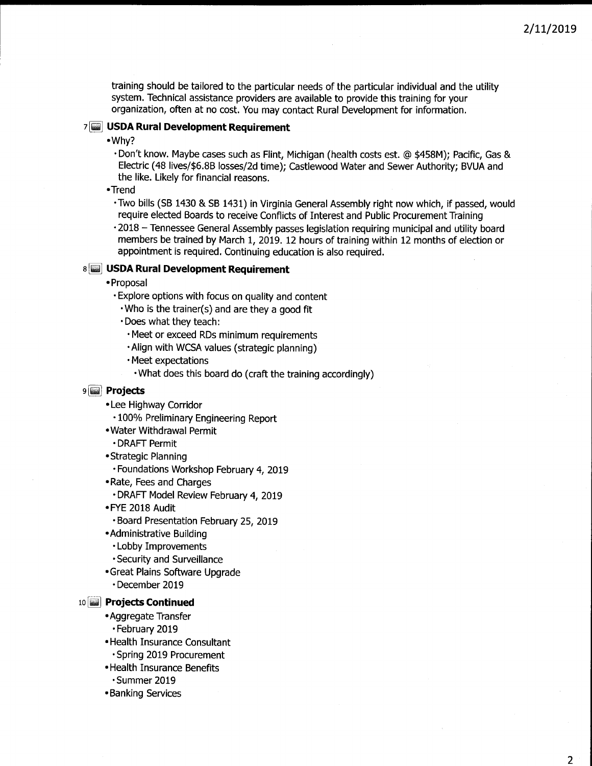training should be tailored to the particular needs of the particular individual and the utility system. Technical assistance providers are available to provide this training for your organization, often at no cost. You may contact Rural Development for information.

### 7 USDA Rural Development Requirement

- Why?
  - Don't know. Maybe cases such as Flint, Michigan (health costs est. @ $458M); Pacific, Gas & Electric (48 lives/$6.8B losses/2d time); Castlewood Water and Sewer Authority; BVUA and the like. Likely for financial reasons.
- Trend
  - Two bills (SB 1430 & SB 1431) in Virginia General Assembly right now which, if passed, would require elected Boards to receive Conflicts of Interest and Public Procurement Training
  - 2018 – Tennessee General Assembly passes legislation requiring municipal and utility board members be trained by March 1, 2019. 12 hours of training within 12 months of election or appointment is required. Continuing education is also required.

### 8 USDA Rural Development Requirement

- Proposal
  - Explore options with focus on quality and content
    - Who is the trainer(s) and are they a good fit
    - Does what they teach:
      - Meet or exceed RDs minimum requirements
      - Align with WCSA values (strategic planning)
      - Meet expectations
        - What does this board do (craft the training accordingly)

### 9 Projects

- Lee Highway Corridor
  - 100% Preliminary Engineering Report
- Water Withdrawal Permit
  - DRAFT Permit
- Strategic Planning
  - Foundations Workshop February 4, 2019
- Rate, Fees and Charges
  - DRAFT Model Review February 4, 2019
- FYE 2018 Audit
  - Board Presentation February 25, 2019
- Administrative Building
  - Lobby Improvements
  - Security and Surveillance
- Great Plains Software Upgrade
  - December 2019

### 10 Projects Continued

- Aggregate Transfer
  - February 2019
- Health Insurance Consultant
  - Spring 2019 Procurement
- Health Insurance Benefits
  - Summer 2019
- Banking Services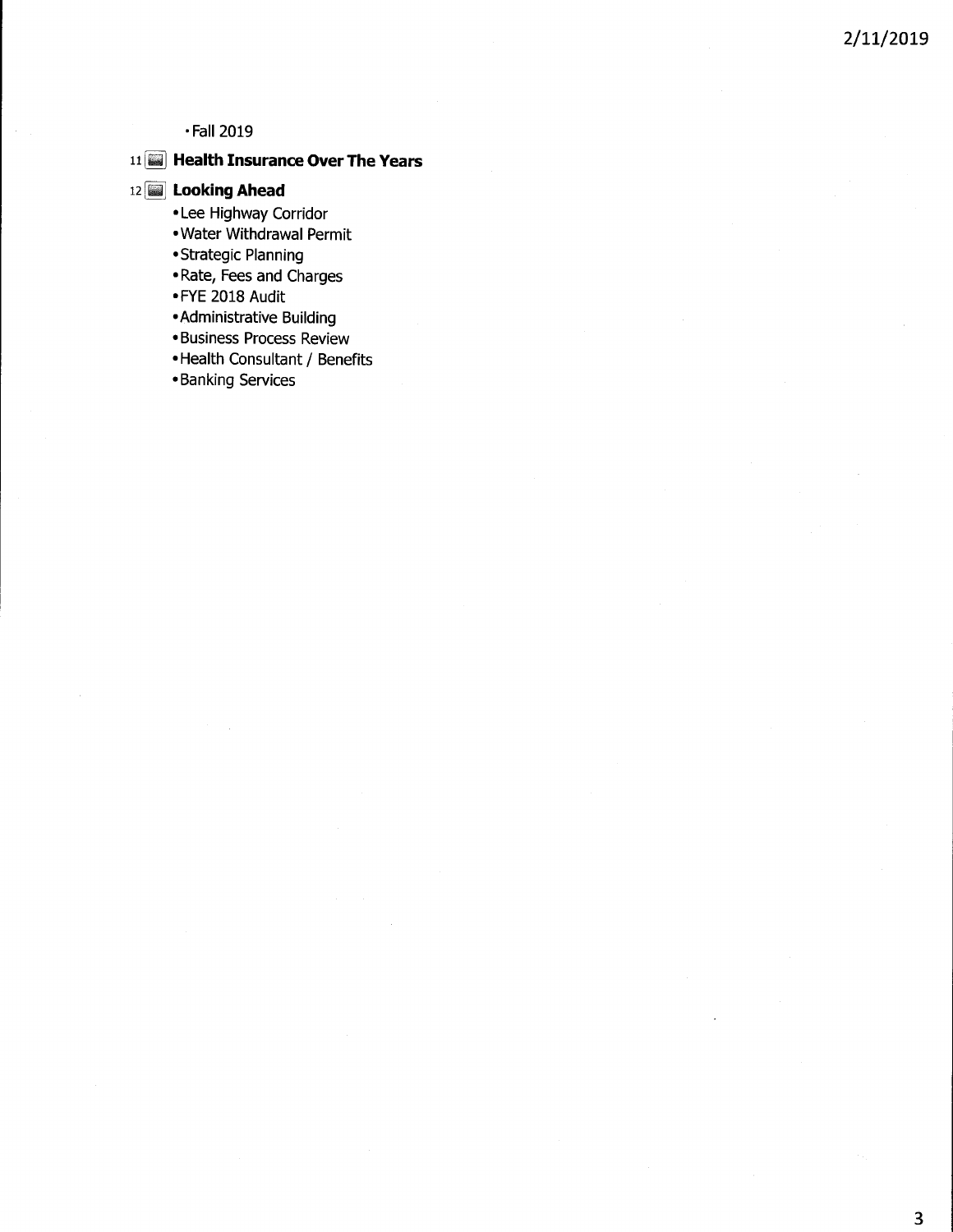- Fall 2019

11 **Health Insurance Over The Years**

12 **Looking Ahead**

- Lee Highway Corridor
- Water Withdrawal Permit
- Strategic Planning
- Rate, Fees and Charges
- FYE 2018 Audit
- Administrative Building
- Business Process Review
- Health Consultant / Benefits
- Banking Services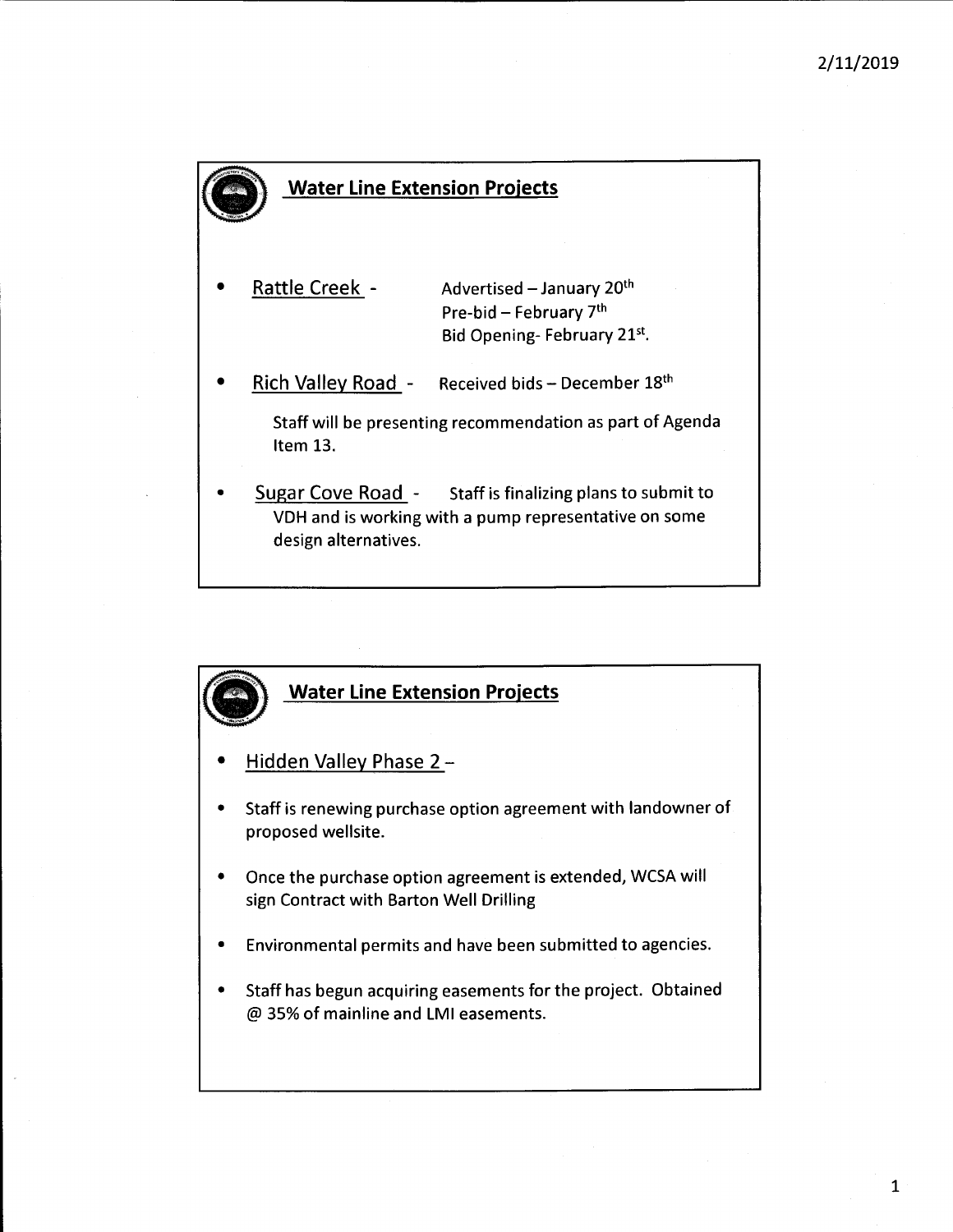## Water Line Extension Projects

- Rattle Creek - Advertised – January 20th
  Pre-bid – February 7th
  Bid Opening- February 21st.

- Rich Valley Road - Received bids – December 18th

  Staff will be presenting recommendation as part of Agenda Item 13.

- Sugar Cove Road - Staff is finalizing plans to submit to VDH and is working with a pump representative on some design alternatives.

## Water Line Extension Projects

- Hidden Valley Phase 2 –

- Staff is renewing purchase option agreement with landowner of proposed wellsite.

- Once the purchase option agreement is extended, WCSA will sign Contract with Barton Well Drilling

- Environmental permits and have been submitted to agencies.

- Staff has begun acquiring easements for the project. Obtained @ 35% of mainline and LMI easements.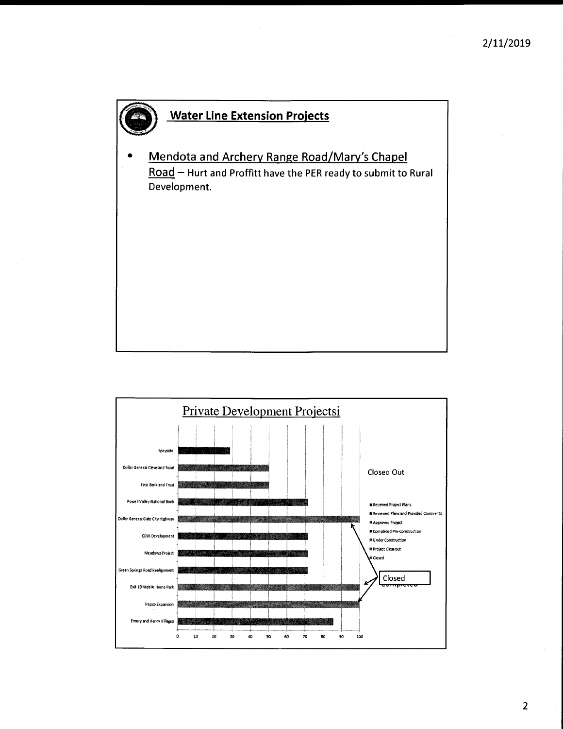## Water Line Extension Projects

- Mendota and Archery Range Road/Mary's Chapel Road – Hurt and Proffitt have the PER ready to submit to Rural Development.

## Private Development Projectsi

| Project | Progress (approx.) |
|---|---|
| Speyside | 29 |
| Dollar General Cleveland Road | 50 |
| First Bank and Trust | 50 |
| Powell Valley National Bank | 71 |
| Dollar General Gate City Highway | 100 |
| CDJR Development | 71 |
| Meadows Project | 71 |
| Green Springs Road Realignment | 71 |
| Exit 19 Mobile Home Park | 100 |
| Hapco Expansion | 100 |
| Emory and Henry Villages | 86 |

Axis: 0, 10, 20, 30, 40, 50, 60, 70, 80, 90, 100

Closed Out

Legend:
- Received Project Plans
- Reviewed Plans and Provided Comments
- Approved Project
- Completed Pre-Construction
- Under Construction
- Project Closeout
- Closed

Closed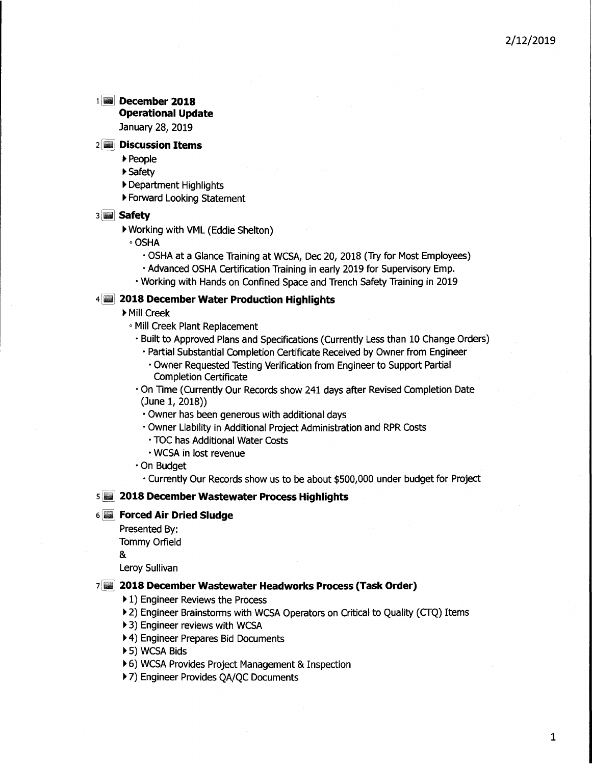2/12/2019

1 **December 2018 Operational Update**
January 28, 2019

2 **Discussion Items**

- People
- Safety
- Department Highlights
- Forward Looking Statement

3 **Safety**

- Working with VML (Eddie Shelton)
  - OSHA
    - OSHA at a Glance Training at WCSA, Dec 20, 2018 (Try for Most Employees)
    - Advanced OSHA Certification Training in early 2019 for Supervisory Emp.
  - Working with Hands on Confined Space and Trench Safety Training in 2019

4 **2018 December Water Production Highlights**

- Mill Creek
  - Mill Creek Plant Replacement
    - Built to Approved Plans and Specifications (Currently Less than 10 Change Orders)
      - Partial Substantial Completion Certificate Received by Owner from Engineer
        - Owner Requested Testing Verification from Engineer to Support Partial Completion Certificate
    - On Time (Currently Our Records show 241 days after Revised Completion Date (June 1, 2018))
      - Owner has been generous with additional days
      - Owner Liability in Additional Project Administration and RPR Costs
        - TOC has Additional Water Costs
        - WCSA in lost revenue
    - On Budget
      - Currently Our Records show us to be about $500,000 under budget for Project

5 **2018 December Wastewater Process Highlights**

6 **Forced Air Dried Sludge**
Presented By:
Tommy Orfield
&
Leroy Sullivan

7 **2018 December Wastewater Headworks Process (Task Order)**

- 1) Engineer Reviews the Process
- 2) Engineer Brainstorms with WCSA Operators on Critical to Quality (CTQ) Items
- 3) Engineer reviews with WCSA
- 4) Engineer Prepares Bid Documents
- 5) WCSA Bids
- 6) WCSA Provides Project Management & Inspection
- 7) Engineer Provides QA/QC Documents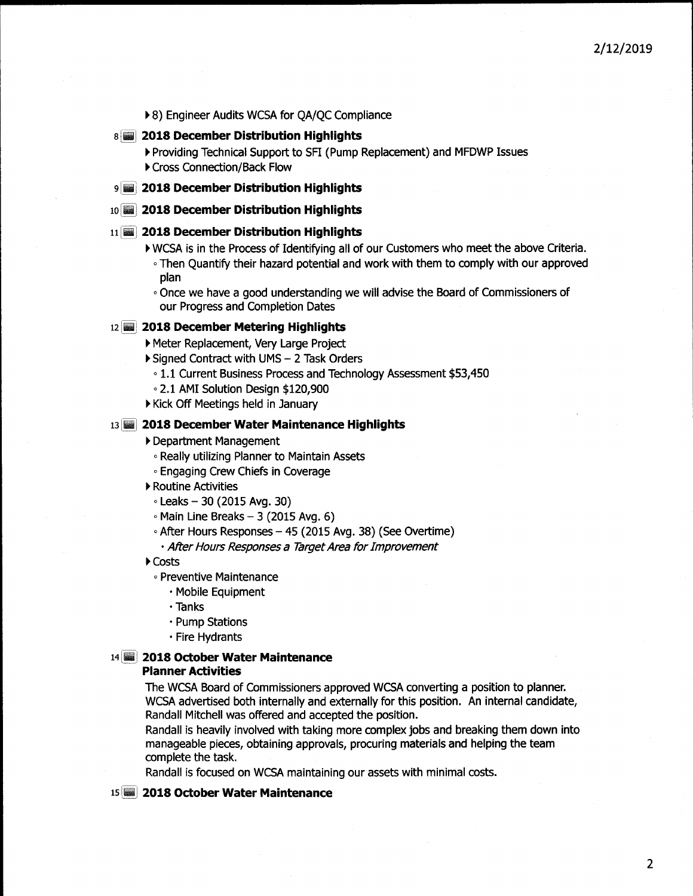- 8) Engineer Audits WCSA for QA/QC Compliance

8 **2018 December Distribution Highlights**

- Providing Technical Support to SFI (Pump Replacement) and MFDWP Issues
- Cross Connection/Back Flow

9 **2018 December Distribution Highlights**

10 **2018 December Distribution Highlights**

11 **2018 December Distribution Highlights**

- WCSA is in the Process of Identifying all of our Customers who meet the above Criteria.
  - Then Quantify their hazard potential and work with them to comply with our approved plan
  - Once we have a good understanding we will advise the Board of Commissioners of our Progress and Completion Dates

12 **2018 December Metering Highlights**

- Meter Replacement, Very Large Project
- Signed Contract with UMS – 2 Task Orders
  - 1.1 Current Business Process and Technology Assessment $53,450
  - 2.1 AMI Solution Design $120,900
- Kick Off Meetings held in January

13 **2018 December Water Maintenance Highlights**

- Department Management
  - Really utilizing Planner to Maintain Assets
  - Engaging Crew Chiefs in Coverage
- Routine Activities
  - Leaks – 30 (2015 Avg. 30)
  - Main Line Breaks – 3 (2015 Avg. 6)
  - After Hours Responses – 45 (2015 Avg. 38) (See Overtime)
    - *After Hours Responses a Target Area for Improvement*
- Costs
  - Preventive Maintenance
    - Mobile Equipment
    - Tanks
    - Pump Stations
    - Fire Hydrants

14 **2018 October Water Maintenance**
**Planner Activities**

The WCSA Board of Commissioners approved WCSA converting a position to planner. WCSA advertised both internally and externally for this position. An internal candidate, Randall Mitchell was offered and accepted the position.

Randall is heavily involved with taking more complex jobs and breaking them down into manageable pieces, obtaining approvals, procuring materials and helping the team complete the task.

Randall is focused on WCSA maintaining our assets with minimal costs.

15 **2018 October Water Maintenance**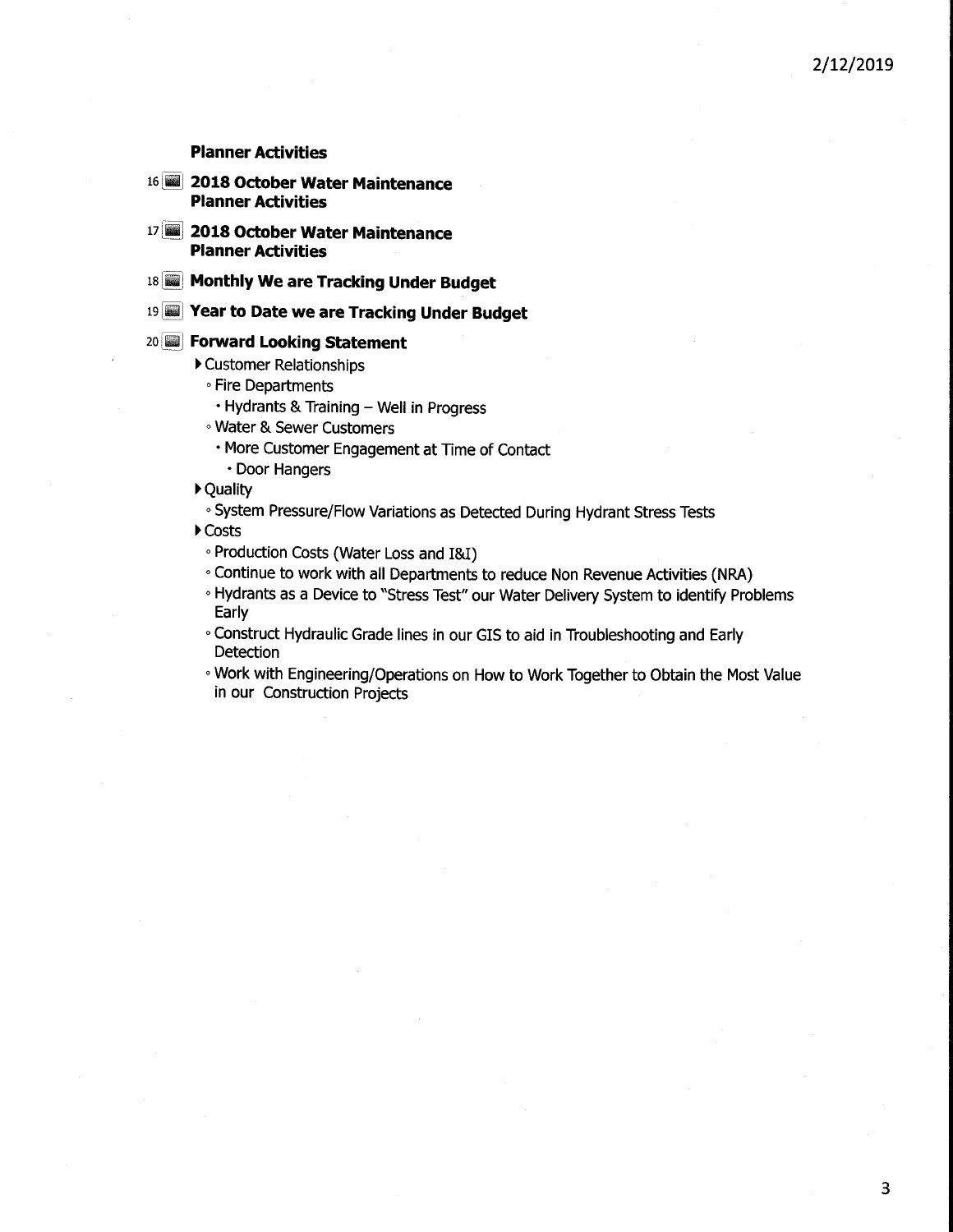**Planner Activities**

16 **2018 October Water Maintenance Planner Activities**

17 **2018 October Water Maintenance Planner Activities**

18 **Monthly We are Tracking Under Budget**

19 **Year to Date we are Tracking Under Budget**

20 **Forward Looking Statement**

- Customer Relationships
  - Fire Departments
    - Hydrants & Training – Well in Progress
  - Water & Sewer Customers
    - More Customer Engagement at Time of Contact
      - Door Hangers
- Quality
  - System Pressure/Flow Variations as Detected During Hydrant Stress Tests
- Costs
  - Production Costs (Water Loss and I&I)
  - Continue to work with all Departments to reduce Non Revenue Activities (NRA)
  - Hydrants as a Device to "Stress Test" our Water Delivery System to identify Problems Early
  - Construct Hydraulic Grade lines in our GIS to aid in Troubleshooting and Early Detection
  - Work with Engineering/Operations on How to Work Together to Obtain the Most Value in our Construction Projects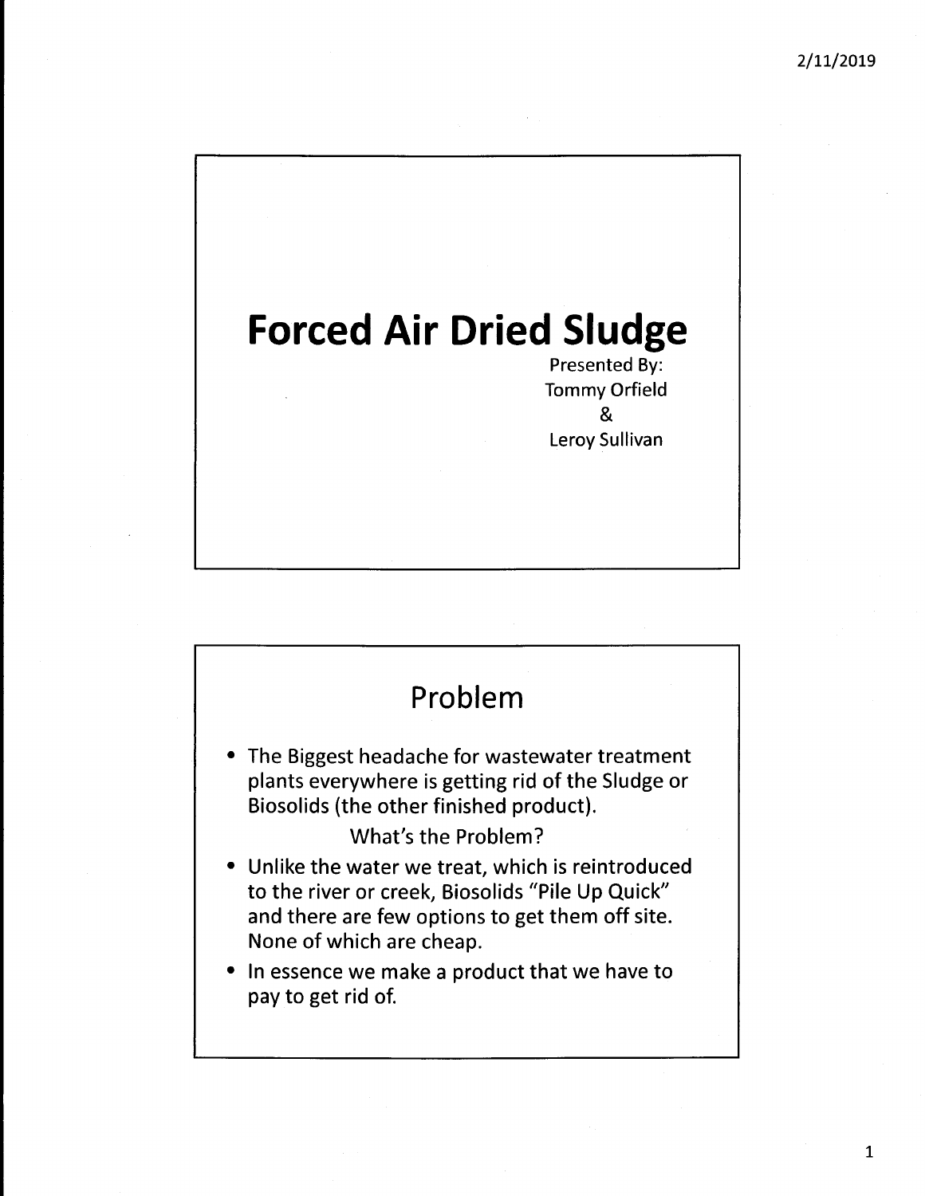# Forced Air Dried Sludge

Presented By:
Tommy Orfield
&
Leroy Sullivan

## Problem

- The Biggest headache for wastewater treatment plants everywhere is getting rid of the Sludge or Biosolids (the other finished product).

  What's the Problem?

- Unlike the water we treat, which is reintroduced to the river or creek, Biosolids "Pile Up Quick" and there are few options to get them off site. None of which are cheap.
- In essence we make a product that we have to pay to get rid of.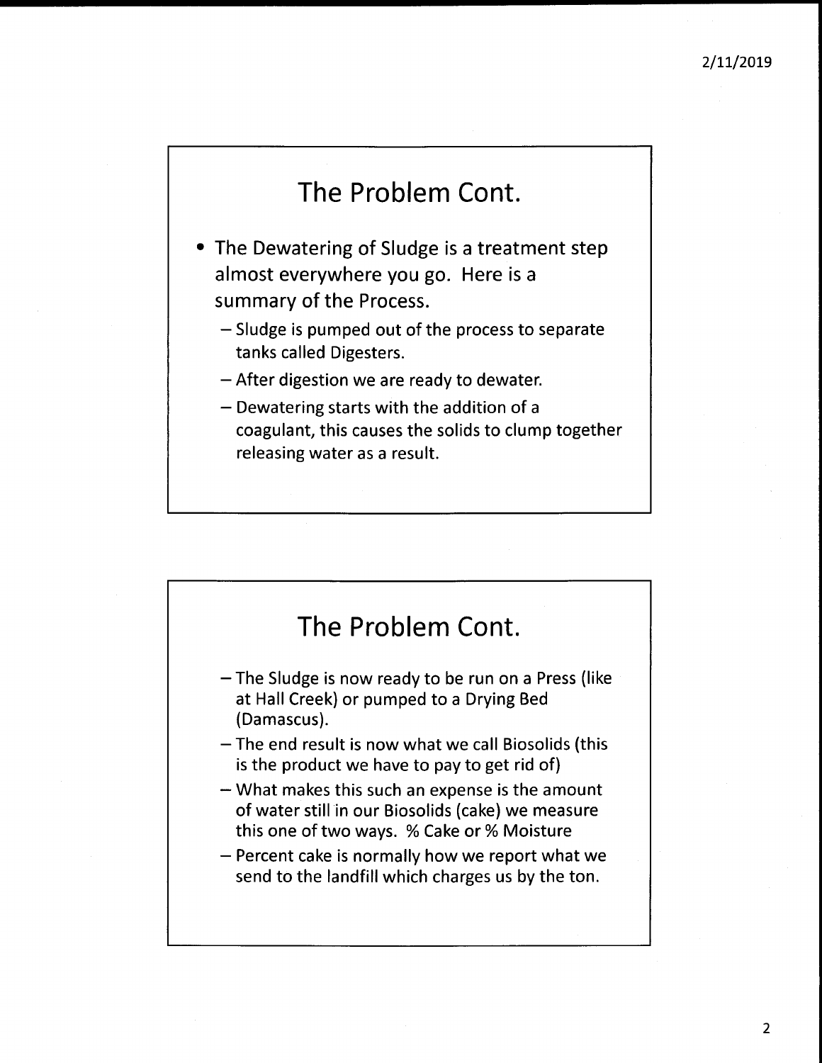## The Problem Cont.

- The Dewatering of Sludge is a treatment step almost everywhere you go. Here is a summary of the Process.
  - Sludge is pumped out of the process to separate tanks called Digesters.
  - After digestion we are ready to dewater.
  - Dewatering starts with the addition of a coagulant, this causes the solids to clump together releasing water as a result.

## The Problem Cont.

- The Sludge is now ready to be run on a Press (like at Hall Creek) or pumped to a Drying Bed (Damascus).
- The end result is now what we call Biosolids (this is the product we have to pay to get rid of)
- What makes this such an expense is the amount of water still in our Biosolids (cake) we measure this one of two ways. % Cake or % Moisture
- Percent cake is normally how we report what we send to the landfill which charges us by the ton.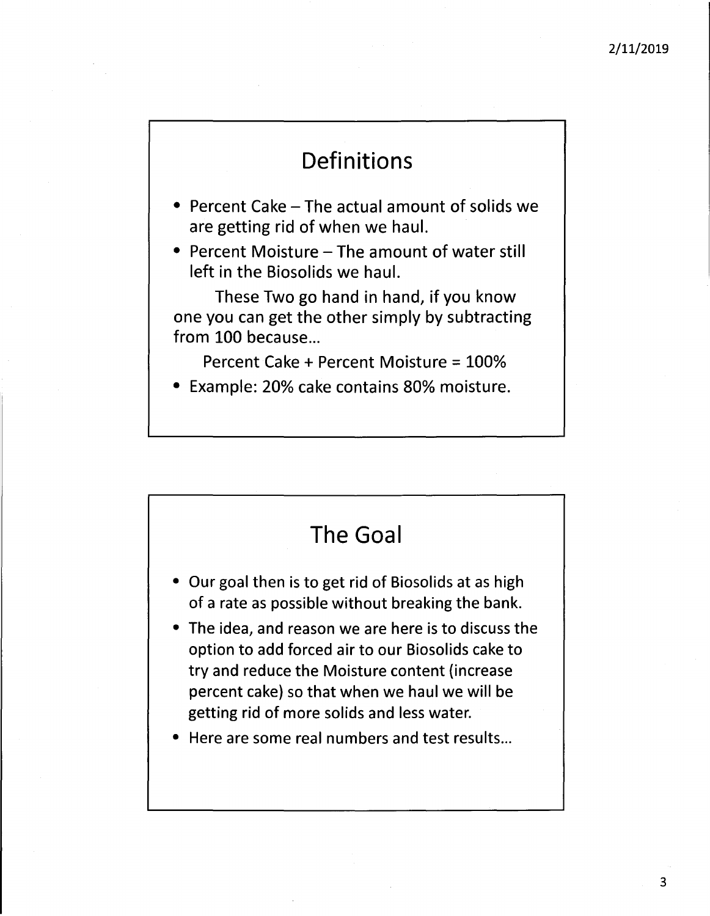## Definitions

- Percent Cake – The actual amount of solids we are getting rid of when we haul.
- Percent Moisture – The amount of water still left in the Biosolids we haul.

These Two go hand in hand, if you know one you can get the other simply by subtracting from 100 because…

Percent Cake + Percent Moisture = 100%

- Example: 20% cake contains 80% moisture.

## The Goal

- Our goal then is to get rid of Biosolids at as high of a rate as possible without breaking the bank.
- The idea, and reason we are here is to discuss the option to add forced air to our Biosolids cake to try and reduce the Moisture content (increase percent cake) so that when we haul we will be getting rid of more solids and less water.
- Here are some real numbers and test results…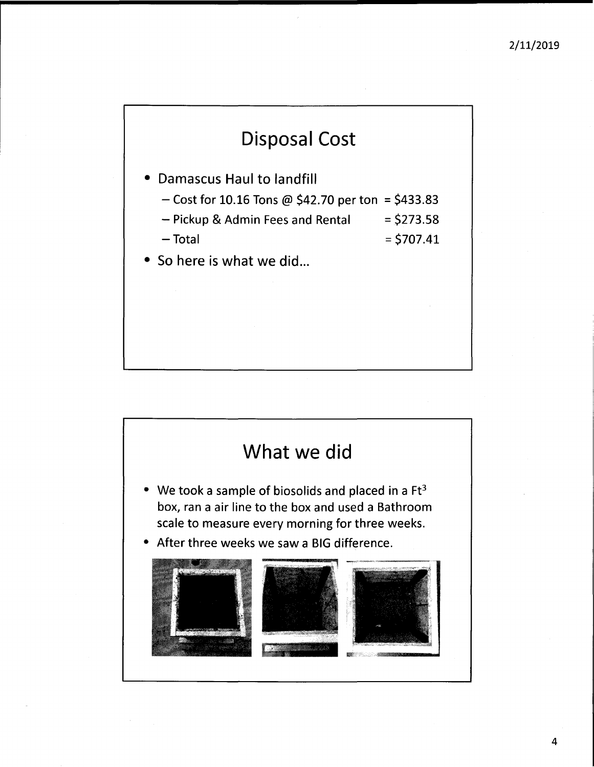## Disposal Cost

- Damascus Haul to landfill
  - Cost for 10.16 Tons @ $42.70 per ton = $433.83
  - Pickup & Admin Fees and Rental = $273.58
  - Total = $707.41
- So here is what we did…

## What we did

- We took a sample of biosolids and placed in a $Ft^3$ box, ran a air line to the box and used a Bathroom scale to measure every morning for three weeks.
- After three weeks we saw a BIG difference.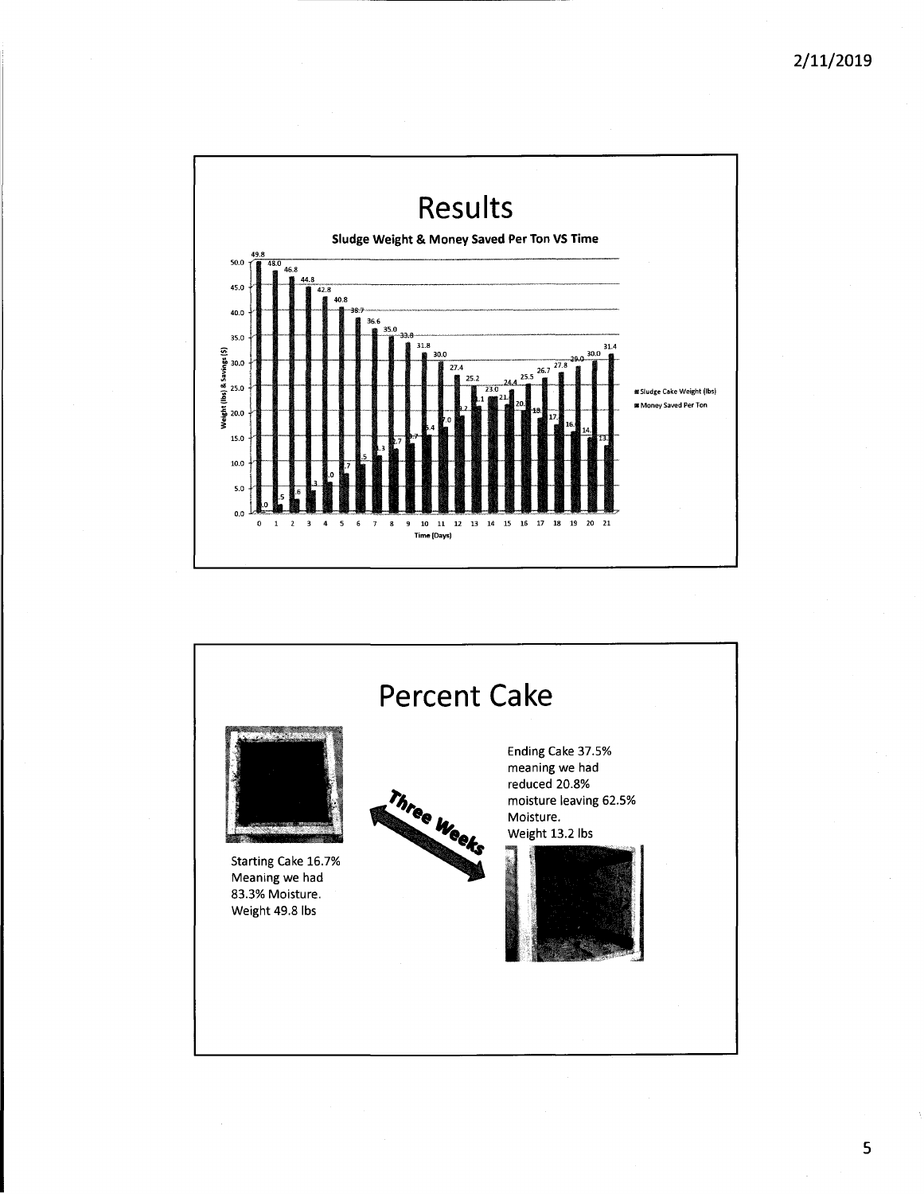# Results

**Sludge Weight & Money Saved Per Ton VS Time**

| Time (Days) | Sludge Cake Weight (lbs) | Money Saved Per Ton |
|---|---|---|
| 0 | 49.8 | .0 |
| 1 | 48.0 | .5 |
| 2 | 46.8 | .6 |
| 3 | 44.8 | .3 |
| 4 | 42.8 | .0 |
| 5 | 40.8 | .7 |
| 6 | 38.7 | .5 |
| 7 | 36.6 | 1.3 |
| 8 | 35.0 | 2.7 |
| 9 | 33.8 | 3.7 |
| 10 | 31.8 | 5.4 |
| 11 | 30.0 | 7.0 |
| 12 | 27.4 | 9.2 |
| 13 | 25.2 | 1.1 |
| 14 | 23.0 | 23.0 |
| 15 | 24.4 | 21. |
| 16 | 25.5 | 20. |
| 17 | 26.7 | 18. |
| 18 | 27.8 | 17. |
| 19 | 29.0 | 16. |
| 20 | 30.0 | 14. |
| 21 | 31.4 | 13. |

Weight (lbs) & Savings ($)

Time (Days)

# Percent Cake

Starting Cake 16.7% Meaning we had 83.3% Moisture. Weight 49.8 lbs

*Three Weeks*

Ending Cake 37.5% meaning we had reduced 20.8% moisture leaving 62.5% Moisture. Weight 13.2 lbs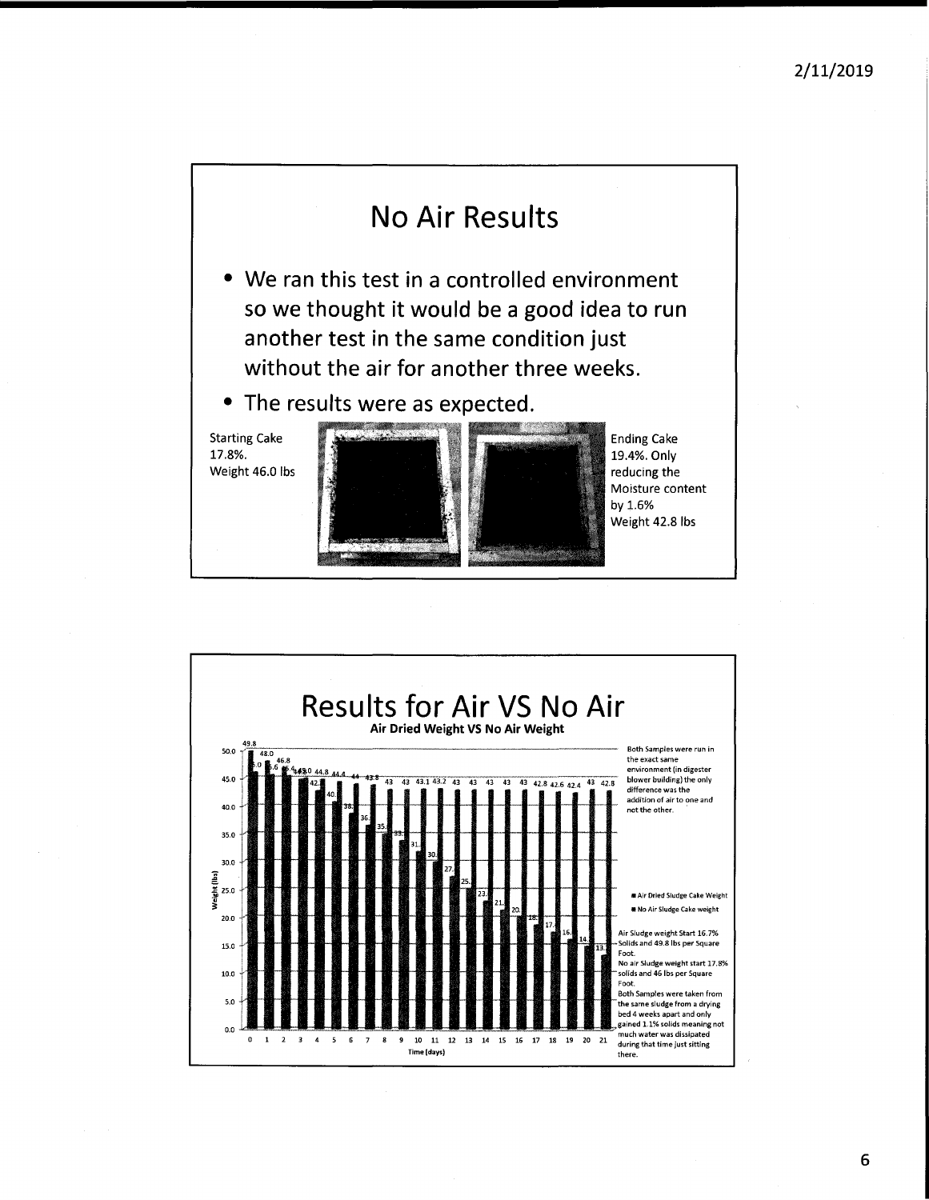## No Air Results

- We ran this test in a controlled environment so we thought it would be a good idea to run another test in the same condition just without the air for another three weeks.
- The results were as expected.

Starting Cake 17.8%. Weight 46.0 lbs

Ending Cake 19.4%. Only reducing the Moisture content by 1.6% Weight 42.8 lbs

## Results for Air VS No Air

**Air Dried Weight VS No Air Weight**

Both Samples were run in the exact same environment (in digester blower building) the only difference was the addition of air to one and not the other.

- Air Dried Sludge Cake Weight
- No Air Sludge Cake weight

Air Sludge weight Start 16.7% Solids and 49.8 lbs per Square Foot.

No air Sludge weight start 17.8% solids and 46 lbs per Square Foot.

Both Samples were taken from the same sludge from a drying bed 4 weeks apart and only gained 1.1% solids meaning not much water was dissipated during that time just sitting there.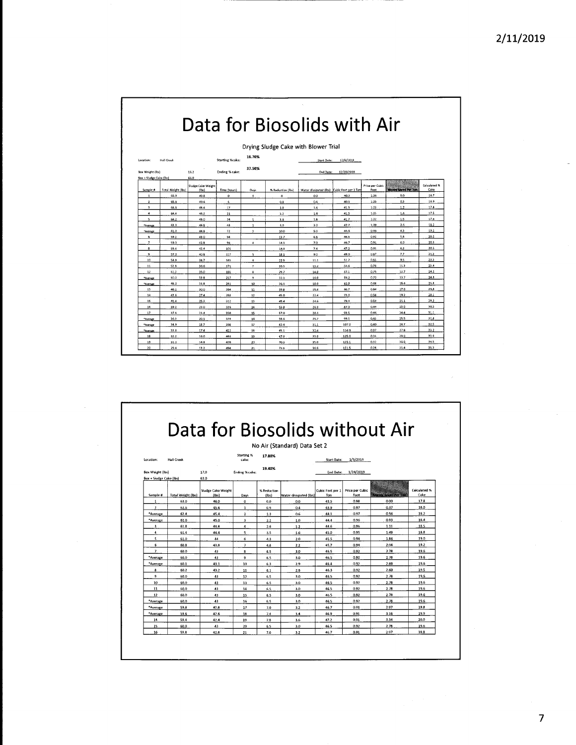# Data for Biosolids with Air

Drying Sludge Cake with Blower Trial

Location: Hall Creek    Starting % cake: 16.70%    Start Date: 12/6/2018

Box Weight (lbs): 15.2    Ending % cake: 37.50%    End Date: 12/20/2018

Box + Sludge Cake (lbs): 65.0

| Sample # | Total Weight (lbs) | Sludge Cake Weight (lbs) | Time (hours) | Days | % Reduction (lbs) | Water dissipated (lbs) | Cubic Feet per 1 Ton | Price per Cubic Foot | Money Saved Per Ton | Calculated % Cake |
|---|---|---|---|---|---|---|---|---|---|---|
| 1 | 65.0 | 49.8 | 0 | 0 | 0 | 0.0 | 40.2 | 1.06 | 0.0 | 16.7 |
| 2 | 65.6 | 49.4 | 4 | | 0.8 | 0.4 | 40.5 | 1.05 | 0.3 | 16.9 |
| 3 | 64.6 | 48.4 | 17 | | 2.8 | 1.4 | 41.3 | 1.03 | 1.2 | 17.4 |
| 4 | 64.4 | 48.2 | 21 | | 3.2 | 1.6 | 41.5 | 1.03 | 1.4 | 17.5 |
| 5 | 64.2 | 48.0 | 24 | 1 | 3.6 | 1.8 | 41.7 | 1.02 | 1.5 | 17.6 |
| *Average | 63.0 | 46.8 | 48 | 2 | 6.0 | 3.0 | 42.7 | 1.00 | 2.6 | 18.2 |
| *Average | 61.0 | 44.8 | 72 | 3 | 10.0 | 5.0 | 44.6 | 0.96 | 4.3 | 19.2 |
| 6 | 59.2 | 43.0 | 94 | | 13.7 | 6.8 | 46.5 | 0.92 | 5.8 | 20.2 |
| 7 | 59.0 | 42.8 | 96 | 4 | 14.1 | 7.0 | 46.7 | 0.91 | 6.0 | 20.3 |
| 8 | 58.6 | 42.4 | 101 | | 14.9 | 7.4 | 47.2 | 0.91 | 6.3 | 20.5 |
| 9 | 57.0 | 40.8 | 117 | 5 | 18.1 | 9.0 | 49.0 | 0.87 | 7.7 | 21.3 |
| 10 | 54.9 | 38.7 | 145 | 6 | 22.3 | 11.1 | 51.7 | 0.83 | 9.5 | 22.3 |
| 11 | 52.8 | 36.6 | 171 | 7 | 26.5 | 13.2 | 54.6 | 0.78 | 11.3 | 23.4 |
| 12 | 51.2 | 35.0 | 193 | 8 | 29.7 | 14.8 | 57.1 | 0.75 | 12.7 | 24.2 |
| *Average | 50.0 | 33.8 | 217 | 9 | 32.1 | 16.0 | 59.2 | 0.72 | 13.7 | 24.8 |
| *Average | 48.0 | 31.8 | 241 | 10 | 36.1 | 18.0 | 62.9 | 0.68 | 15.4 | 25.8 |
| 13 | 46.2 | 30.0 | 264 | 11 | 39.8 | 19.8 | 66.7 | 0.64 | 17.0 | 26.8 |
| 14 | 42.6 | 27.4 | 288 | 12 | 45.0 | 22.4 | 73.0 | 0.58 | 19.2 | 28.1 |
| 15 | 41.4 | 25.2 | 312 | 13 | 49.4 | 24.6 | 79.4 | 0.54 | 21.1 | 29.2 |
| 16 | 39.2 | 23.0 | 336 | 14 | 53.8 | 26.8 | 87.0 | 0.49 | 23.0 | 30.3 |
| 17 | 37.6 | 21.4 | 350 | 15 | 57.0 | 28.4 | 93.5 | 0.46 | 24.4 | 31.1 |
| *Average | 36.3 | 20.1 | 374 | 16 | 59.6 | 29.7 | 99.5 | 0.43 | 25.5 | 31.8 |
| *Average | 34.9 | 18.7 | 398 | 17 | 62.4 | 31.1 | 107.0 | 0.40 | 26.7 | 32.5 |
| *Average | 33.6 | 17.4 | 422 | 18 | 65.1 | 32.4 | 114.9 | 0.37 | 27.8 | 33.2 |
| 18 | 32.2 | 16.0 | 446 | 19 | 67.9 | 33.8 | 125.0 | 0.34 | 29.0 | 33.9 |
| 19 | 31.0 | 14.8 | 470 | 20 | 70.3 | 35.0 | 135.1 | 0.31 | 30.0 | 34.5 |
| 20 | 29.4 | 13.2 | 494 | 21 | 73.5 | 36.6 | 151.5 | 0.28 | 31.4 | 35.3 |

# Data for Biosolids without Air

No Air (Standard) Data Set 2

Location: Hall Creek    Starting % cake: 17.80%    Start Date: 1/3/2019

Box Weight (lbs): 17.0    Ending % cake: 19.40%    End Date: 1/24/2019

Box + Sludge Cake (lbs): 63.0

| Sample # | Total Weight (lbs) | Sludge Cake Weight (lbs) | Days | % Reduction (lbs) | Water dissipated (lbs) | Cubic Feet per 1 Ton | Price per Cubic Foot | Money Saved Per Ton | Calculated % Cake |
|---|---|---|---|---|---|---|---|---|---|
| 1 | 63.0 | 46.0 | 0 | 0.0 | 0.0 | 43.5 | 0.98 | 0.00 | 17.8 |
| 2 | 62.6 | 45.6 | 1 | 0.9 | 0.4 | 43.9 | 0.97 | 0.37 | 18.0 |
| *Average | 62.4 | 45.4 | 2 | 1.3 | 0.6 | 44.1 | 0.97 | 0.56 | 18.2 |
| *Average | 62.0 | 45.0 | 3 | 2.2 | 1.0 | 44.4 | 0.96 | 0.93 | 18.4 |
| 3 | 61.8 | 44.8 | 4 | 2.6 | 1.2 | 44.6 | 0.96 | 1.11 | 18.5 |
| 4 | 61.4 | 44.4 | 5 | 3.5 | 1.6 | 45.0 | 0.95 | 1.49 | 18.8 |
| 5 | 61.0 | 44 | 6 | 4.3 | 2.0 | 45.5 | 0.94 | 1.86 | 19.0 |
| 6 | 60.8 | 43.8 | 7 | 4.8 | 2.2 | 45.7 | 0.94 | 2.04 | 19.2 |
| 7 | 60.0 | 43 | 8 | 6.5 | 3.0 | 46.5 | 0.92 | 2.78 | 19.6 |
| *Average | 60.0 | 43 | 9 | 6.5 | 3.0 | 46.5 | 0.92 | 2.78 | 19.6 |
| *Average | 60.1 | 43.1 | 10 | 6.3 | 2.9 | 46.4 | 0.92 | 2.69 | 19.6 |
| 8 | 60.2 | 43.2 | 11 | 6.1 | 2.8 | 46.3 | 0.92 | 2.60 | 19.5 |
| 9 | 60.0 | 43 | 12 | 6.5 | 3.0 | 46.5 | 0.92 | 2.78 | 19.6 |
| 10 | 60.0 | 43 | 13 | 6.5 | 3.0 | 46.5 | 0.92 | 2.78 | 19.6 |
| 11 | 60.0 | 43 | 14 | 6.5 | 3.0 | 46.5 | 0.92 | 2.78 | 19.6 |
| 12 | 60.0 | 43 | 15 | 6.5 | 3.0 | 46.5 | 0.92 | 2.78 | 19.6 |
| *Average | 60.0 | 43 | 16 | 6.5 | 3.0 | 46.5 | 0.92 | 2.78 | 19.6 |
| *Average | 59.8 | 42.8 | 17 | 7.0 | 3.2 | 46.7 | 0.91 | 2.97 | 19.8 |
| *Average | 59.6 | 42.6 | 18 | 7.4 | 3.4 | 46.9 | 0.91 | 3.16 | 19.9 |
| 14 | 59.4 | 42.4 | 19 | 7.8 | 3.6 | 47.2 | 0.91 | 3.34 | 20.0 |
| 15 | 60.0 | 43 | 20 | 6.5 | 3.0 | 46.5 | 0.92 | 2.78 | 19.6 |
| 16 | 59.8 | 42.8 | 21 | 7.0 | 3.2 | 46.7 | 0.91 | 2.97 | 19.8 |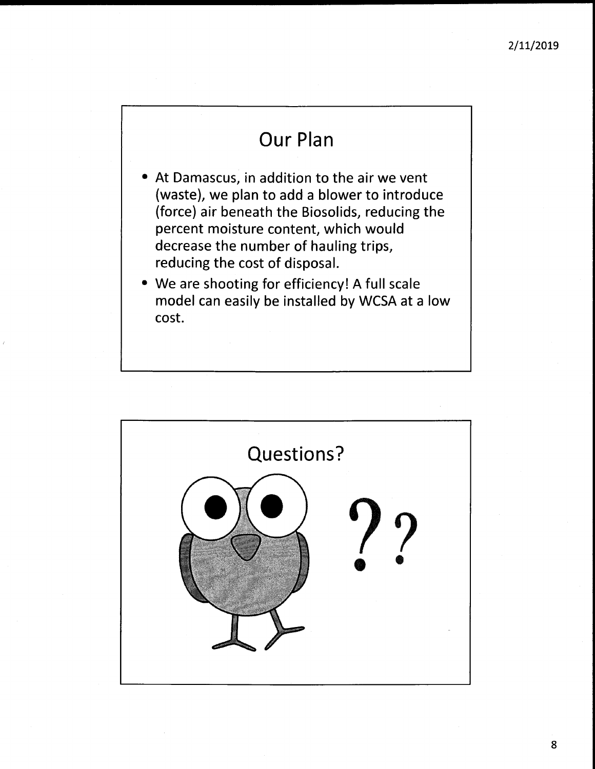## Our Plan

- At Damascus, in addition to the air we vent (waste), we plan to add a blower to introduce (force) air beneath the Biosolids, reducing the percent moisture content, which would decrease the number of hauling trips, reducing the cost of disposal.
- We are shooting for efficiency! A full scale model can easily be installed by WCSA at a low cost.

## Questions?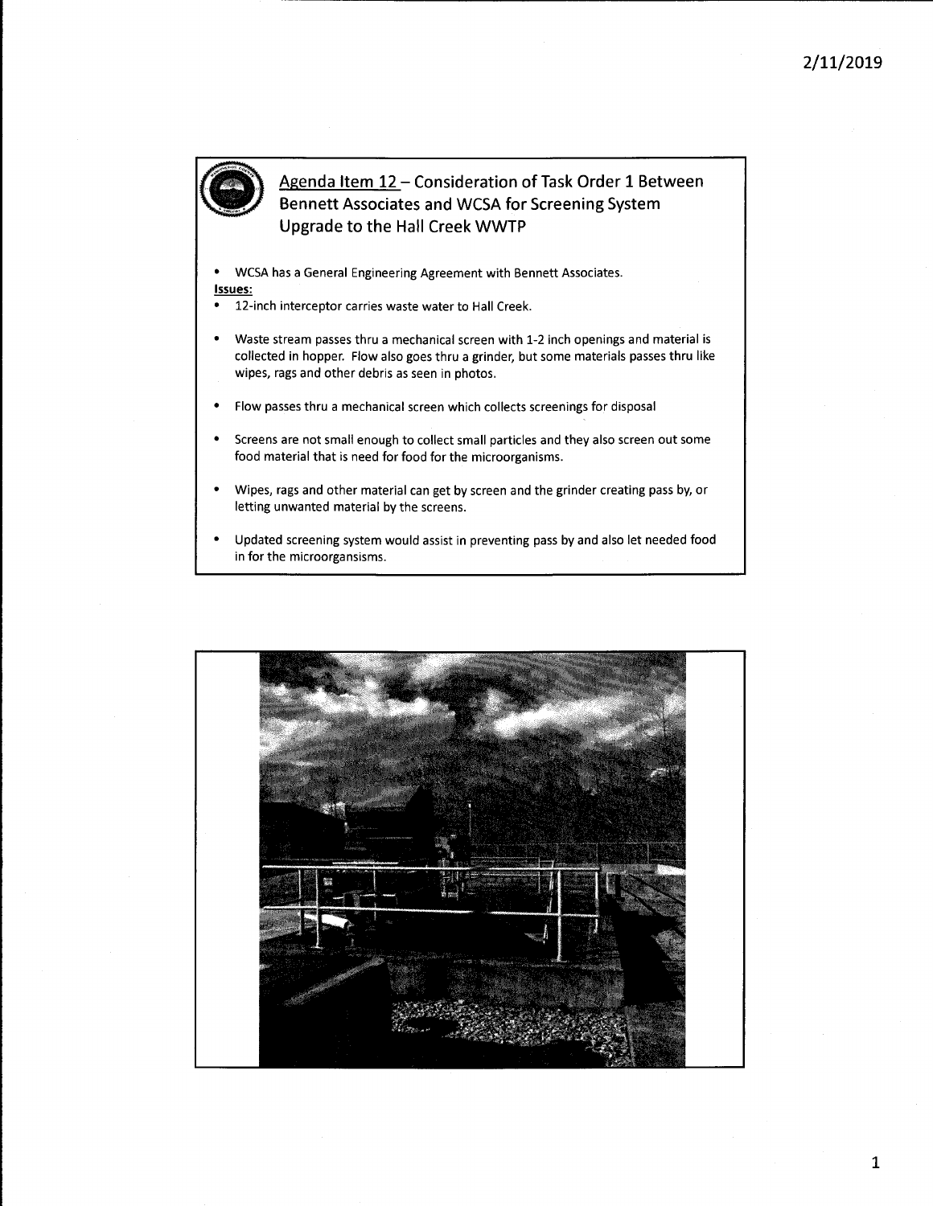## Agenda Item 12 – Consideration of Task Order 1 Between Bennett Associates and WCSA for Screening System Upgrade to the Hall Creek WWTP

- WCSA has a General Engineering Agreement with Bennett Associates.

**Issues:**

- 12-inch interceptor carries waste water to Hall Creek.
- Waste stream passes thru a mechanical screen with 1-2 inch openings and material is collected in hopper. Flow also goes thru a grinder, but some materials passes thru like wipes, rags and other debris as seen in photos.
- Flow passes thru a mechanical screen which collects screenings for disposal
- Screens are not small enough to collect small particles and they also screen out some food material that is need for food for the microorganisms.
- Wipes, rags and other material can get by screen and the grinder creating pass by, or letting unwanted material by the screens.
- Updated screening system would assist in preventing pass by and also let needed food in for the microorgansisms.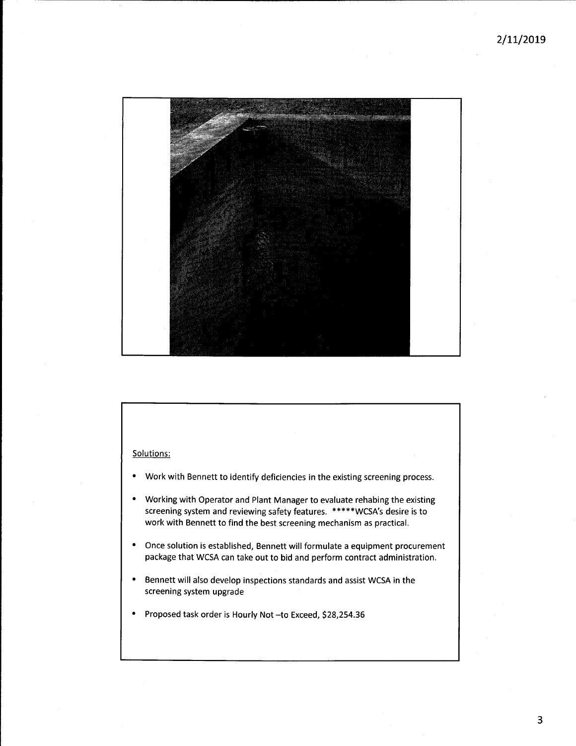Solutions:

- Work with Bennett to identify deficiencies in the existing screening process.
- Working with Operator and Plant Manager to evaluate rehabing the existing screening system and reviewing safety features. *****WCSA's desire is to work with Bennett to find the best screening mechanism as practical.
- Once solution is established, Bennett will formulate a equipment procurement package that WCSA can take out to bid and perform contract administration.
- Bennett will also develop inspections standards and assist WCSA in the screening system upgrade
- Proposed task order is Hourly Not –to Exceed, $28,254.36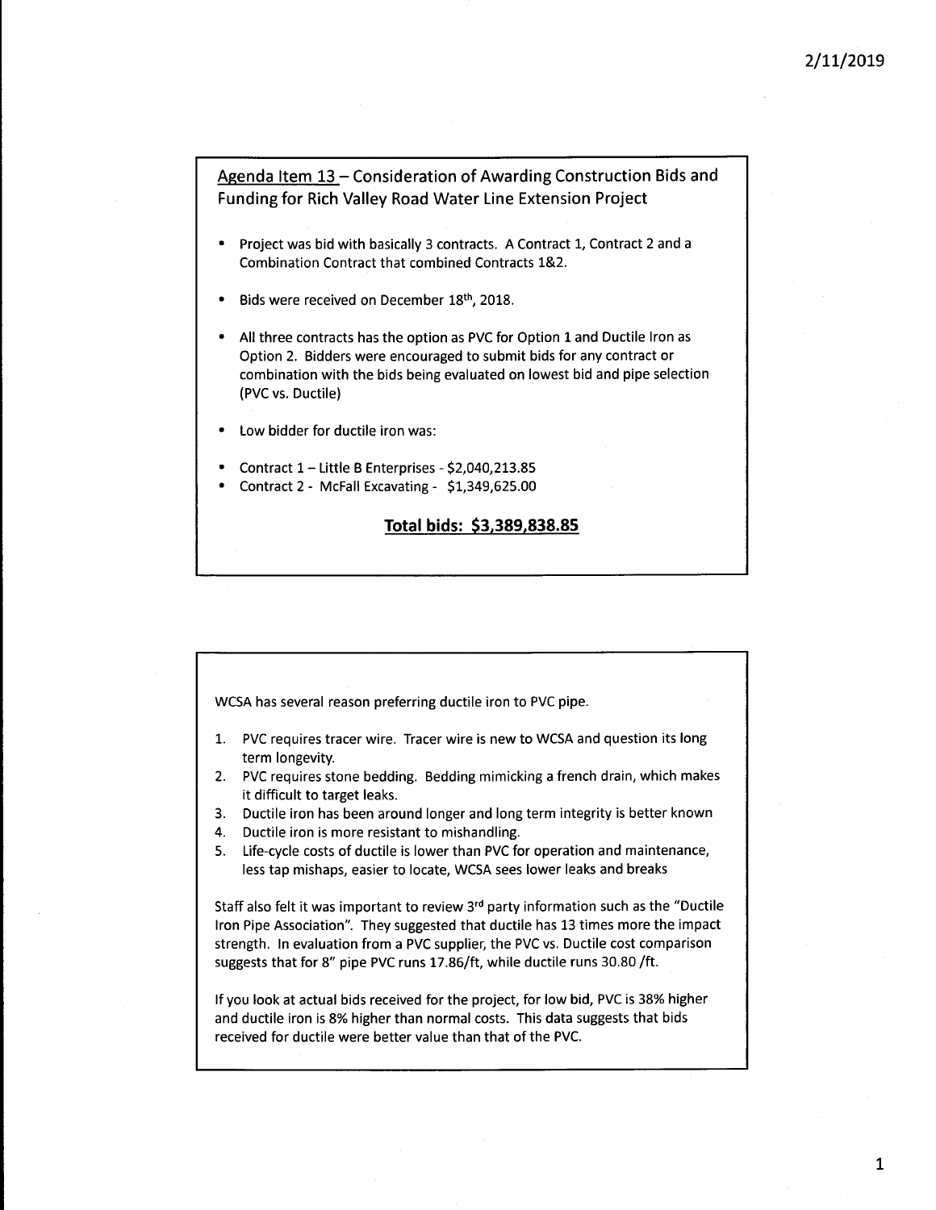## Agenda Item 13 – Consideration of Awarding Construction Bids and Funding for Rich Valley Road Water Line Extension Project

- Project was bid with basically 3 contracts. A Contract 1, Contract 2 and a Combination Contract that combined Contracts 1&2.
- Bids were received on December 18th, 2018.
- All three contracts has the option as PVC for Option 1 and Ductile Iron as Option 2. Bidders were encouraged to submit bids for any contract or combination with the bids being evaluated on lowest bid and pipe selection (PVC vs. Ductile)
- Low bidder for ductile iron was:
- Contract 1 – Little B Enterprises - $2,040,213.85
- Contract 2 - McFall Excavating - $1,349,625.00

**Total bids: $3,389,838.85**

WCSA has several reason preferring ductile iron to PVC pipe.

1. PVC requires tracer wire. Tracer wire is new to WCSA and question its long term longevity.
2. PVC requires stone bedding. Bedding mimicking a french drain, which makes it difficult to target leaks.
3. Ductile iron has been around longer and long term integrity is better known
4. Ductile iron is more resistant to mishandling.
5. Life-cycle costs of ductile is lower than PVC for operation and maintenance, less tap mishaps, easier to locate, WCSA sees lower leaks and breaks

Staff also felt it was important to review 3rd party information such as the "Ductile Iron Pipe Association". They suggested that ductile has 13 times more the impact strength. In evaluation from a PVC supplier, the PVC vs. Ductile cost comparison suggests that for 8" pipe PVC runs 17.86/ft, while ductile runs 30.80 /ft.

If you look at actual bids received for the project, for low bid, PVC is 38% higher and ductile iron is 8% higher than normal costs. This data suggests that bids received for ductile were better value than that of the PVC.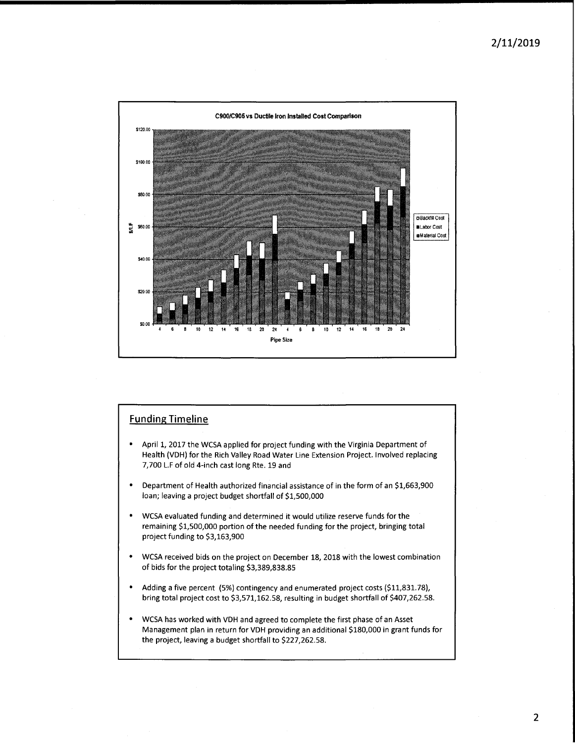**C900/C905 vs Ductile Iron Installed Cost Comparison**

$/LF

Backfill Cost
Labor Cost
Material Cost

$120.00
$100.00
$80.00
$60.00
$40.00
$20.00
$0.00

4 6 8 10 12 14 16 18 20 24 4 6 8 10 12 14 16 18 20 24

Pipe Size

## Funding Timeline

- April 1, 2017 the WCSA applied for project funding with the Virginia Department of Health (VDH) for the Rich Valley Road Water Line Extension Project. Involved replacing 7,700 L.F of old 4-inch cast long Rte. 19 and
- Department of Health authorized financial assistance of in the form of an $1,663,900 loan; leaving a project budget shortfall of $1,500,000
- WCSA evaluated funding and determined it would utilize reserve funds for the remaining $1,500,000 portion of the needed funding for the project, bringing total project funding to $3,163,900
- WCSA received bids on the project on December 18, 2018 with the lowest combination of bids for the project totaling $3,389,838.85
- Adding a five percent (5%) contingency and enumerated project costs ($11,831.78), bring total project cost to $3,571,162.58, resulting in budget shortfall of $407,262.58.
- WCSA has worked with VDH and agreed to complete the first phase of an Asset Management plan in return for VDH providing an additional $180,000 in grant funds for the project, leaving a budget shortfall to $227,262.58.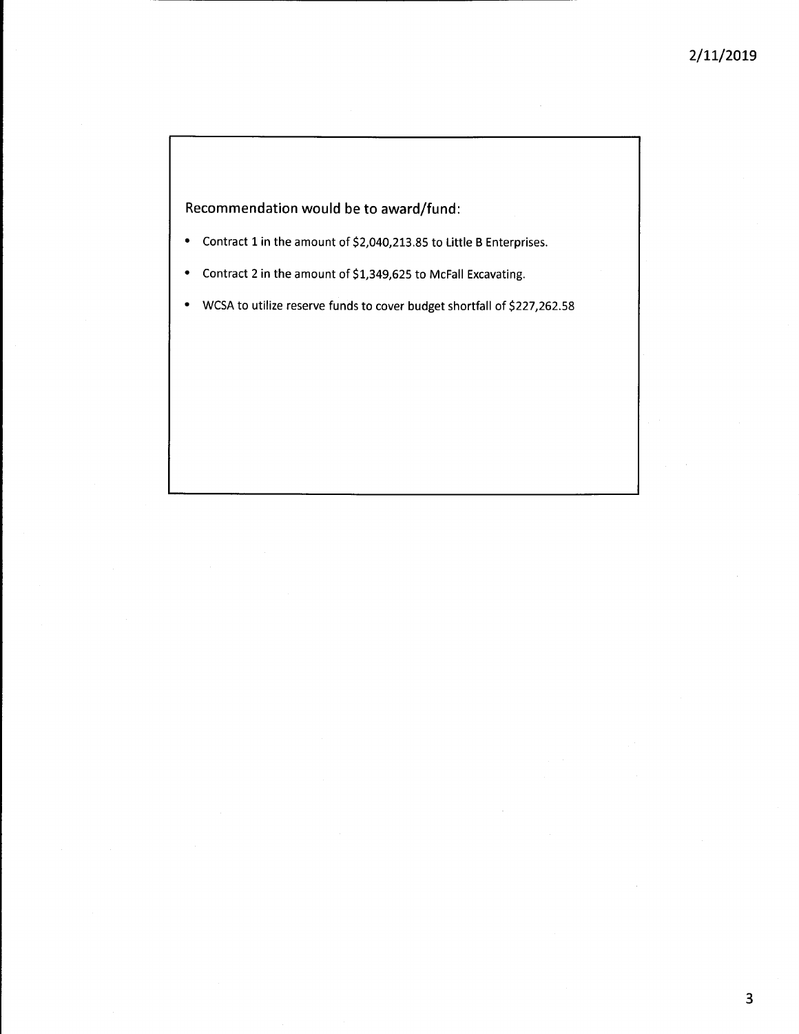Recommendation would be to award/fund:

- Contract 1 in the amount of $2,040,213.85 to Little B Enterprises.
- Contract 2 in the amount of $1,349,625 to McFall Excavating.
- WCSA to utilize reserve funds to cover budget shortfall of $227,262.58